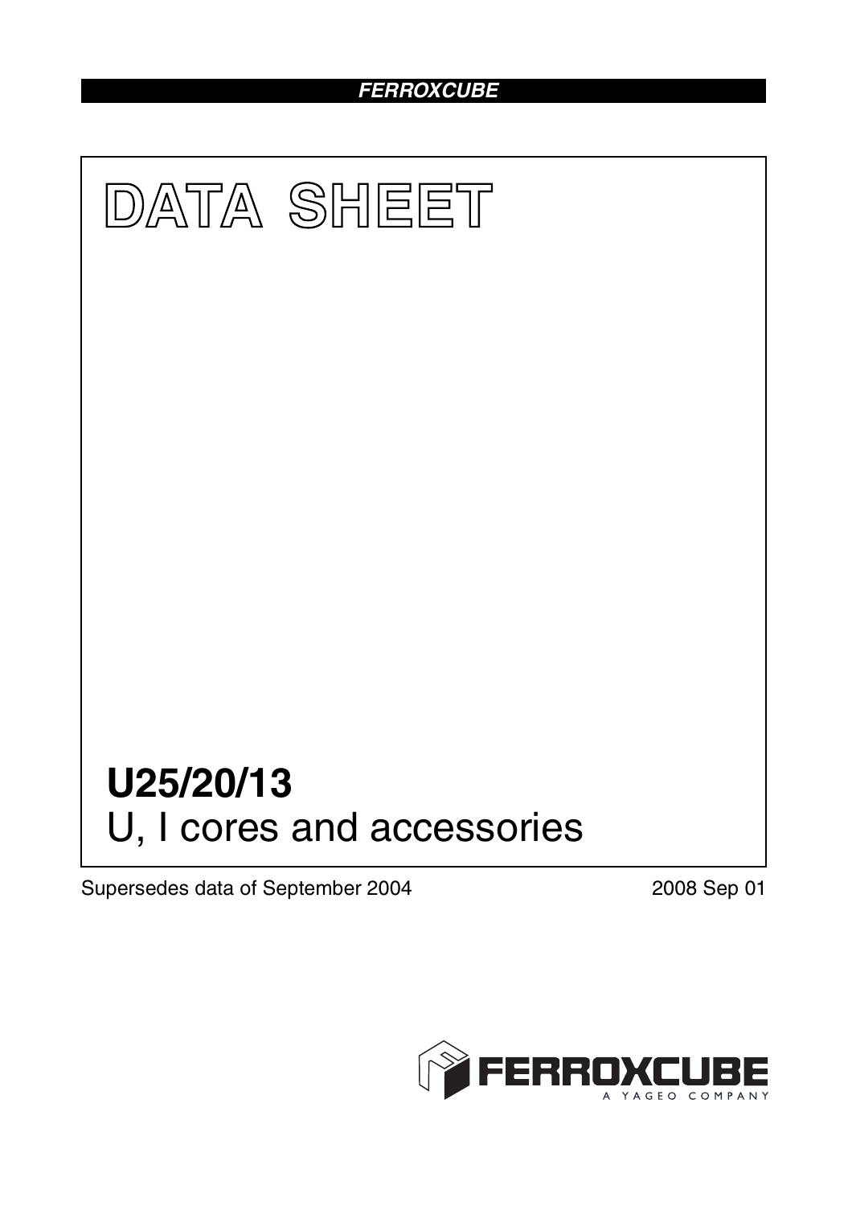FERROXCUBE

# DATA SHEET

# U25/20/13

## U, I cores and accessories

Supersedes data of September 2004

2008 Sep 01

FERROXCUBE
A YAGEO COMPANY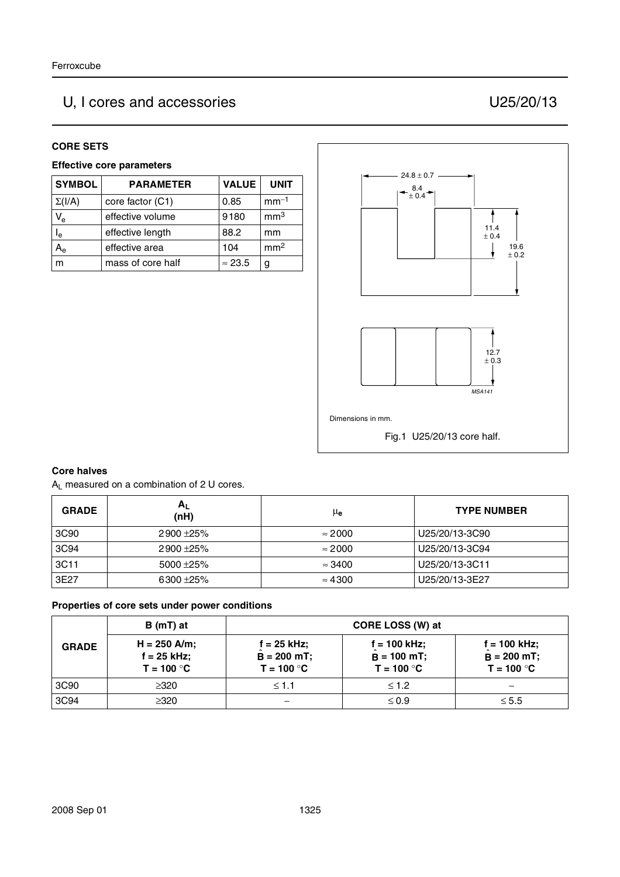## U, I cores and accessories — U25/20/13

### CORE SETS

#### Effective core parameters

| SYMBOL | PARAMETER | VALUE | UNIT |
|---|---|---|---|
| $\Sigma(I/A)$ | core factor (C1) | 0.85 | $mm^{-1}$ |
| $V_e$ | effective volume | 9180 | $mm^3$ |
| $l_e$ | effective length | 88.2 | mm |
| $A_e$ | effective area | 104 | $mm^2$ |
| m | mass of core half | ≈ 23.5 | g |

Dimensions in mm.

Fig.1 U25/20/13 core half.

#### Core halves

$A_L$ measured on a combination of 2 U cores.

| GRADE | $A_L$ (nH) | $\mu_e$ | TYPE NUMBER |
|---|---|---|---|
| 3C90 | 2900 ±25% | ≈ 2000 | U25/20/13-3C90 |
| 3C94 | 2900 ±25% | ≈ 2000 | U25/20/13-3C94 |
| 3C11 | 5000 ±25% | ≈ 3400 | U25/20/13-3C11 |
| 3E27 | 6300 ±25% | ≈ 4300 | U25/20/13-3E27 |

#### Properties of core sets under power conditions

| GRADE | B (mT) at | CORE LOSS (W) at | | |
|---|---|---|---|---|
| | H = 250 A/m; f = 25 kHz; T = 100 °C | f = 25 kHz; $\hat{B}$ = 200 mT; T = 100 °C | f = 100 kHz; $\hat{B}$ = 100 mT; T = 100 °C | f = 100 kHz; $\hat{B}$ = 200 mT; T = 100 °C |
| 3C90 | ≥320 | ≤ 1.1 | ≤ 1.2 | − |
| 3C94 | ≥320 | − | ≤ 0.9 | ≤ 5.5 |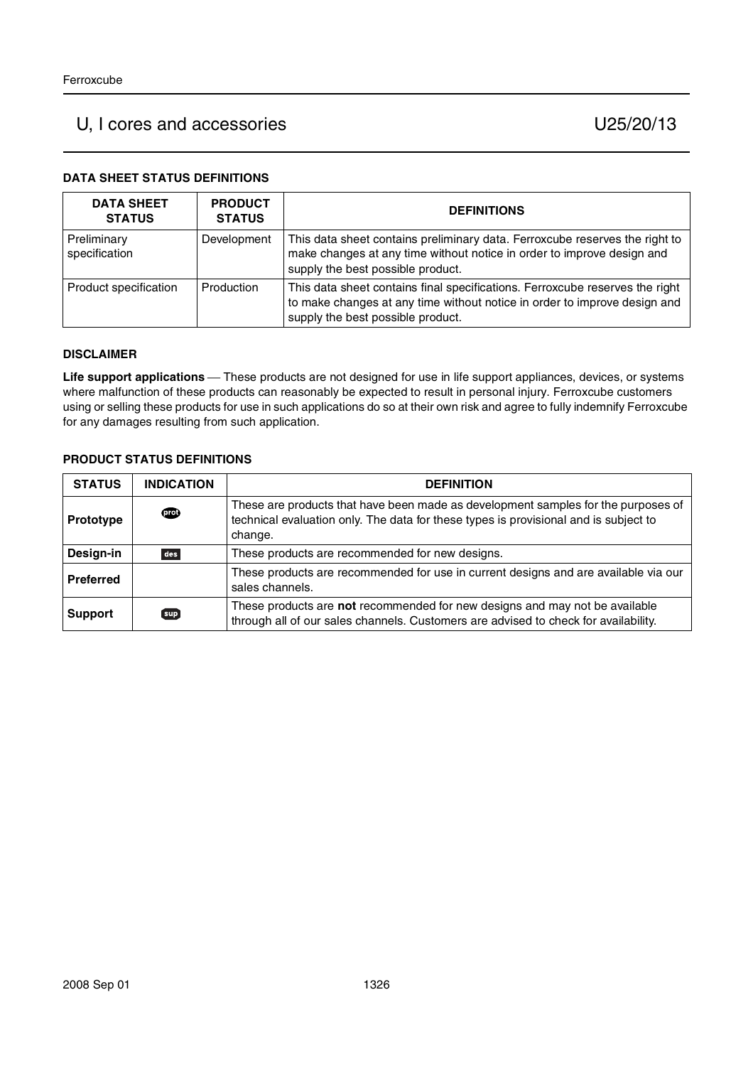## DATA SHEET STATUS DEFINITIONS

| DATA SHEET STATUS | PRODUCT STATUS | DEFINITIONS |
|---|---|---|
| Preliminary specification | Development | This data sheet contains preliminary data. Ferroxcube reserves the right to make changes at any time without notice in order to improve design and supply the best possible product. |
| Product specification | Production | This data sheet contains final specifications. Ferroxcube reserves the right to make changes at any time without notice in order to improve design and supply the best possible product. |

## DISCLAIMER

**Life support applications** — These products are not designed for use in life support appliances, devices, or systems where malfunction of these products can reasonably be expected to result in personal injury. Ferroxcube customers using or selling these products for use in such applications do so at their own risk and agree to fully indemnify Ferroxcube for any damages resulting from such application.

## PRODUCT STATUS DEFINITIONS

| STATUS | INDICATION | DEFINITION |
|---|---|---|
| **Prototype** | prot | These are products that have been made as development samples for the purposes of technical evaluation only. The data for these types is provisional and is subject to change. |
| **Design-in** | des | These products are recommended for new designs. |
| **Preferred** | | These products are recommended for use in current designs and are available via our sales channels. |
| **Support** | sup | These products are **not** recommended for new designs and may not be available through all of our sales channels. Customers are advised to check for availability. |